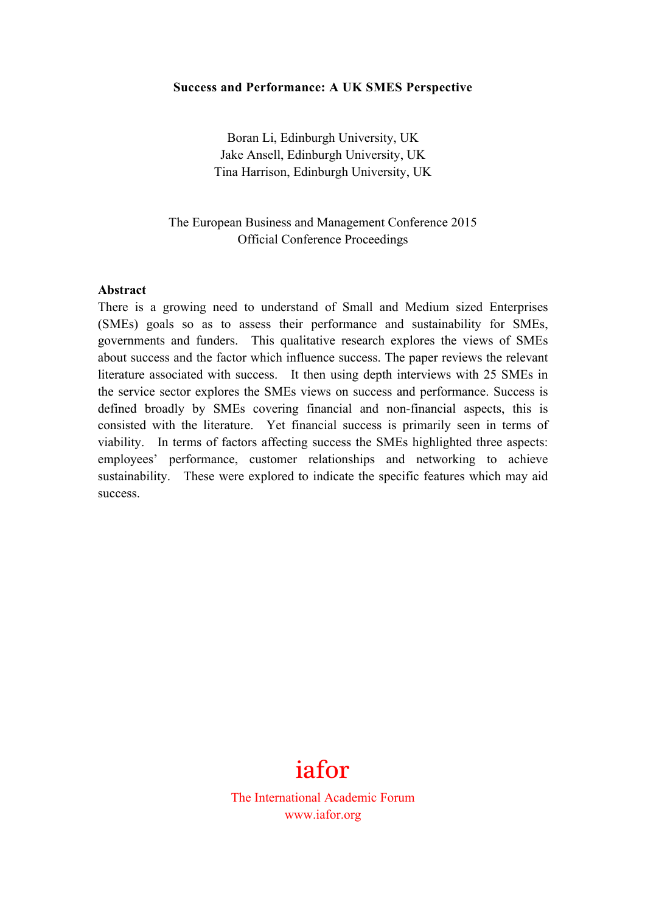# Success and Performance: A UK SMES Perspective

Boran Li, Edinburgh University, UK
Jake Ansell, Edinburgh University, UK
Tina Harrison, Edinburgh University, UK

The European Business and Management Conference 2015
Official Conference Proceedings

**Abstract**

There is a growing need to understand of Small and Medium sized Enterprises (SMEs) goals so as to assess their performance and sustainability for SMEs, governments and funders. This qualitative research explores the views of SMEs about success and the factor which influence success. The paper reviews the relevant literature associated with success. It then using depth interviews with 25 SMEs in the service sector explores the SMEs views on success and performance. Success is defined broadly by SMEs covering financial and non-financial aspects, this is consisted with the literature. Yet financial success is primarily seen in terms of viability. In terms of factors affecting success the SMEs highlighted three aspects: employees' performance, customer relationships and networking to achieve sustainability. These were explored to indicate the specific features which may aid success.

iafor

The International Academic Forum
www.iafor.org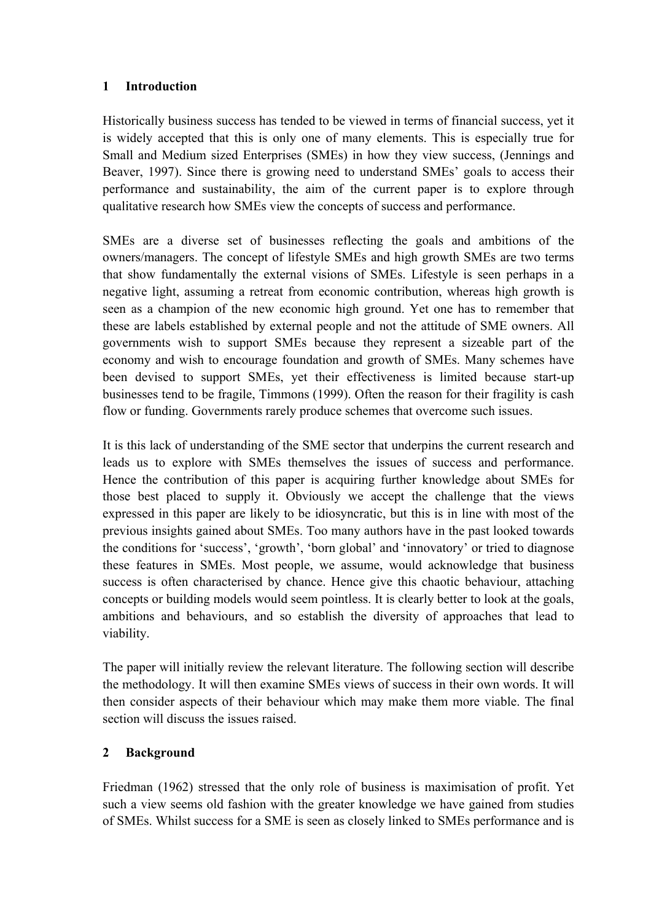## 1 Introduction

Historically business success has tended to be viewed in terms of financial success, yet it is widely accepted that this is only one of many elements. This is especially true for Small and Medium sized Enterprises (SMEs) in how they view success, (Jennings and Beaver, 1997). Since there is growing need to understand SMEs' goals to access their performance and sustainability, the aim of the current paper is to explore through qualitative research how SMEs view the concepts of success and performance.

SMEs are a diverse set of businesses reflecting the goals and ambitions of the owners/managers. The concept of lifestyle SMEs and high growth SMEs are two terms that show fundamentally the external visions of SMEs. Lifestyle is seen perhaps in a negative light, assuming a retreat from economic contribution, whereas high growth is seen as a champion of the new economic high ground. Yet one has to remember that these are labels established by external people and not the attitude of SME owners. All governments wish to support SMEs because they represent a sizeable part of the economy and wish to encourage foundation and growth of SMEs. Many schemes have been devised to support SMEs, yet their effectiveness is limited because start-up businesses tend to be fragile, Timmons (1999). Often the reason for their fragility is cash flow or funding. Governments rarely produce schemes that overcome such issues.

It is this lack of understanding of the SME sector that underpins the current research and leads us to explore with SMEs themselves the issues of success and performance. Hence the contribution of this paper is acquiring further knowledge about SMEs for those best placed to supply it. Obviously we accept the challenge that the views expressed in this paper are likely to be idiosyncratic, but this is in line with most of the previous insights gained about SMEs. Too many authors have in the past looked towards the conditions for 'success', 'growth', 'born global' and 'innovatory' or tried to diagnose these features in SMEs. Most people, we assume, would acknowledge that business success is often characterised by chance. Hence give this chaotic behaviour, attaching concepts or building models would seem pointless. It is clearly better to look at the goals, ambitions and behaviours, and so establish the diversity of approaches that lead to viability.

The paper will initially review the relevant literature. The following section will describe the methodology. It will then examine SMEs views of success in their own words. It will then consider aspects of their behaviour which may make them more viable. The final section will discuss the issues raised.

## 2 Background

Friedman (1962) stressed that the only role of business is maximisation of profit. Yet such a view seems old fashion with the greater knowledge we have gained from studies of SMEs. Whilst success for a SME is seen as closely linked to SMEs performance and is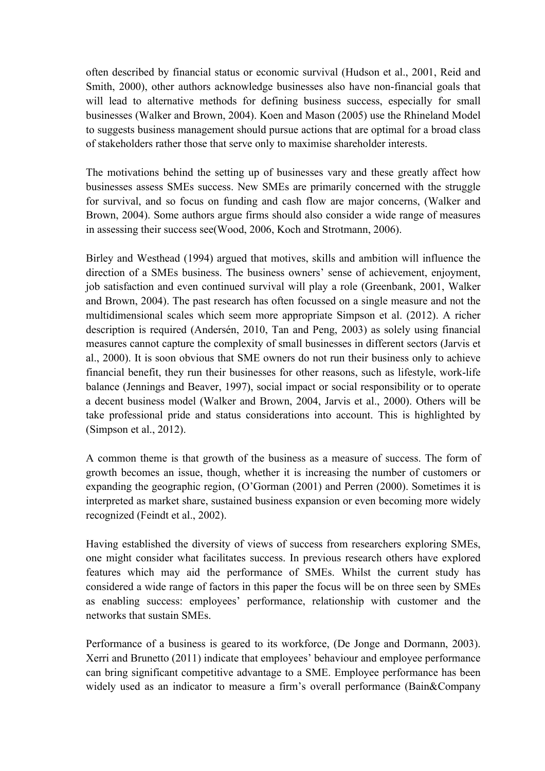often described by financial status or economic survival (Hudson et al., 2001, Reid and Smith, 2000), other authors acknowledge businesses also have non-financial goals that will lead to alternative methods for defining business success, especially for small businesses (Walker and Brown, 2004). Koen and Mason (2005) use the Rhineland Model to suggests business management should pursue actions that are optimal for a broad class of stakeholders rather those that serve only to maximise shareholder interests.

The motivations behind the setting up of businesses vary and these greatly affect how businesses assess SMEs success. New SMEs are primarily concerned with the struggle for survival, and so focus on funding and cash flow are major concerns, (Walker and Brown, 2004). Some authors argue firms should also consider a wide range of measures in assessing their success see(Wood, 2006, Koch and Strotmann, 2006).

Birley and Westhead (1994) argued that motives, skills and ambition will influence the direction of a SMEs business. The business owners' sense of achievement, enjoyment, job satisfaction and even continued survival will play a role (Greenbank, 2001, Walker and Brown, 2004). The past research has often focussed on a single measure and not the multidimensional scales which seem more appropriate Simpson et al. (2012). A richer description is required (Andersén, 2010, Tan and Peng, 2003) as solely using financial measures cannot capture the complexity of small businesses in different sectors (Jarvis et al., 2000). It is soon obvious that SME owners do not run their business only to achieve financial benefit, they run their businesses for other reasons, such as lifestyle, work-life balance (Jennings and Beaver, 1997), social impact or social responsibility or to operate a decent business model (Walker and Brown, 2004, Jarvis et al., 2000). Others will be take professional pride and status considerations into account. This is highlighted by (Simpson et al., 2012).

A common theme is that growth of the business as a measure of success. The form of growth becomes an issue, though, whether it is increasing the number of customers or expanding the geographic region, (O'Gorman (2001) and Perren (2000). Sometimes it is interpreted as market share, sustained business expansion or even becoming more widely recognized (Feindt et al., 2002).

Having established the diversity of views of success from researchers exploring SMEs, one might consider what facilitates success. In previous research others have explored features which may aid the performance of SMEs. Whilst the current study has considered a wide range of factors in this paper the focus will be on three seen by SMEs as enabling success: employees' performance, relationship with customer and the networks that sustain SMEs.

Performance of a business is geared to its workforce, (De Jonge and Dormann, 2003). Xerri and Brunetto (2011) indicate that employees' behaviour and employee performance can bring significant competitive advantage to a SME. Employee performance has been widely used as an indicator to measure a firm's overall performance (Bain&Company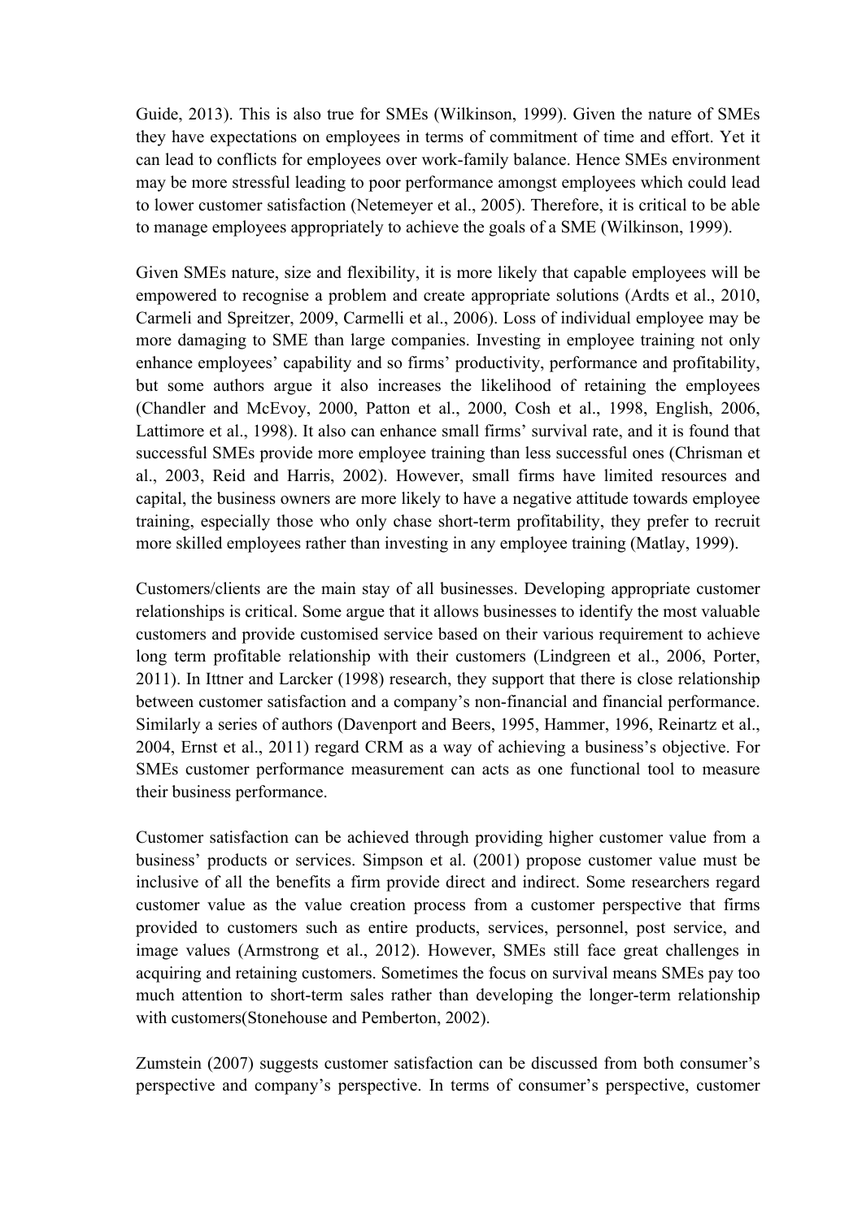Guide, 2013). This is also true for SMEs (Wilkinson, 1999). Given the nature of SMEs they have expectations on employees in terms of commitment of time and effort. Yet it can lead to conflicts for employees over work-family balance. Hence SMEs environment may be more stressful leading to poor performance amongst employees which could lead to lower customer satisfaction (Netemeyer et al., 2005). Therefore, it is critical to be able to manage employees appropriately to achieve the goals of a SME (Wilkinson, 1999).

Given SMEs nature, size and flexibility, it is more likely that capable employees will be empowered to recognise a problem and create appropriate solutions (Ardts et al., 2010, Carmeli and Spreitzer, 2009, Carmelli et al., 2006). Loss of individual employee may be more damaging to SME than large companies. Investing in employee training not only enhance employees' capability and so firms' productivity, performance and profitability, but some authors argue it also increases the likelihood of retaining the employees (Chandler and McEvoy, 2000, Patton et al., 2000, Cosh et al., 1998, English, 2006, Lattimore et al., 1998). It also can enhance small firms' survival rate, and it is found that successful SMEs provide more employee training than less successful ones (Chrisman et al., 2003, Reid and Harris, 2002). However, small firms have limited resources and capital, the business owners are more likely to have a negative attitude towards employee training, especially those who only chase short-term profitability, they prefer to recruit more skilled employees rather than investing in any employee training (Matlay, 1999).

Customers/clients are the main stay of all businesses. Developing appropriate customer relationships is critical. Some argue that it allows businesses to identify the most valuable customers and provide customised service based on their various requirement to achieve long term profitable relationship with their customers (Lindgreen et al., 2006, Porter, 2011). In Ittner and Larcker (1998) research, they support that there is close relationship between customer satisfaction and a company's non-financial and financial performance. Similarly a series of authors (Davenport and Beers, 1995, Hammer, 1996, Reinartz et al., 2004, Ernst et al., 2011) regard CRM as a way of achieving a business's objective. For SMEs customer performance measurement can acts as one functional tool to measure their business performance.

Customer satisfaction can be achieved through providing higher customer value from a business' products or services. Simpson et al. (2001) propose customer value must be inclusive of all the benefits a firm provide direct and indirect. Some researchers regard customer value as the value creation process from a customer perspective that firms provided to customers such as entire products, services, personnel, post service, and image values (Armstrong et al., 2012). However, SMEs still face great challenges in acquiring and retaining customers. Sometimes the focus on survival means SMEs pay too much attention to short-term sales rather than developing the longer-term relationship with customers(Stonehouse and Pemberton, 2002).

Zumstein (2007) suggests customer satisfaction can be discussed from both consumer's perspective and company's perspective. In terms of consumer's perspective, customer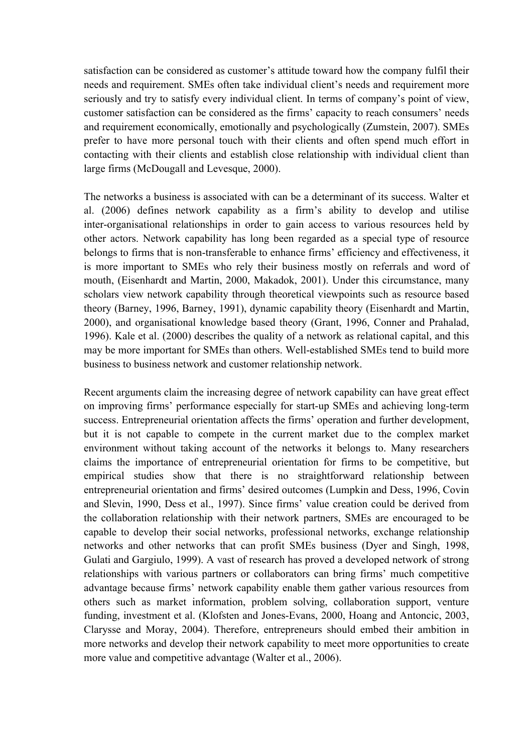satisfaction can be considered as customer's attitude toward how the company fulfil their needs and requirement. SMEs often take individual client's needs and requirement more seriously and try to satisfy every individual client. In terms of company's point of view, customer satisfaction can be considered as the firms' capacity to reach consumers' needs and requirement economically, emotionally and psychologically (Zumstein, 2007). SMEs prefer to have more personal touch with their clients and often spend much effort in contacting with their clients and establish close relationship with individual client than large firms (McDougall and Levesque, 2000).

The networks a business is associated with can be a determinant of its success. Walter et al. (2006) defines network capability as a firm's ability to develop and utilise inter-organisational relationships in order to gain access to various resources held by other actors. Network capability has long been regarded as a special type of resource belongs to firms that is non-transferable to enhance firms' efficiency and effectiveness, it is more important to SMEs who rely their business mostly on referrals and word of mouth, (Eisenhardt and Martin, 2000, Makadok, 2001). Under this circumstance, many scholars view network capability through theoretical viewpoints such as resource based theory (Barney, 1996, Barney, 1991), dynamic capability theory (Eisenhardt and Martin, 2000), and organisational knowledge based theory (Grant, 1996, Conner and Prahalad, 1996). Kale et al. (2000) describes the quality of a network as relational capital, and this may be more important for SMEs than others. Well-established SMEs tend to build more business to business network and customer relationship network.

Recent arguments claim the increasing degree of network capability can have great effect on improving firms' performance especially for start-up SMEs and achieving long-term success. Entrepreneurial orientation affects the firms' operation and further development, but it is not capable to compete in the current market due to the complex market environment without taking account of the networks it belongs to. Many researchers claims the importance of entrepreneurial orientation for firms to be competitive, but empirical studies show that there is no straightforward relationship between entrepreneurial orientation and firms' desired outcomes (Lumpkin and Dess, 1996, Covin and Slevin, 1990, Dess et al., 1997). Since firms' value creation could be derived from the collaboration relationship with their network partners, SMEs are encouraged to be capable to develop their social networks, professional networks, exchange relationship networks and other networks that can profit SMEs business (Dyer and Singh, 1998, Gulati and Gargiulo, 1999). A vast of research has proved a developed network of strong relationships with various partners or collaborators can bring firms' much competitive advantage because firms' network capability enable them gather various resources from others such as market information, problem solving, collaboration support, venture funding, investment et al. (Klofsten and Jones-Evans, 2000, Hoang and Antoncic, 2003, Clarysse and Moray, 2004). Therefore, entrepreneurs should embed their ambition in more networks and develop their network capability to meet more opportunities to create more value and competitive advantage (Walter et al., 2006).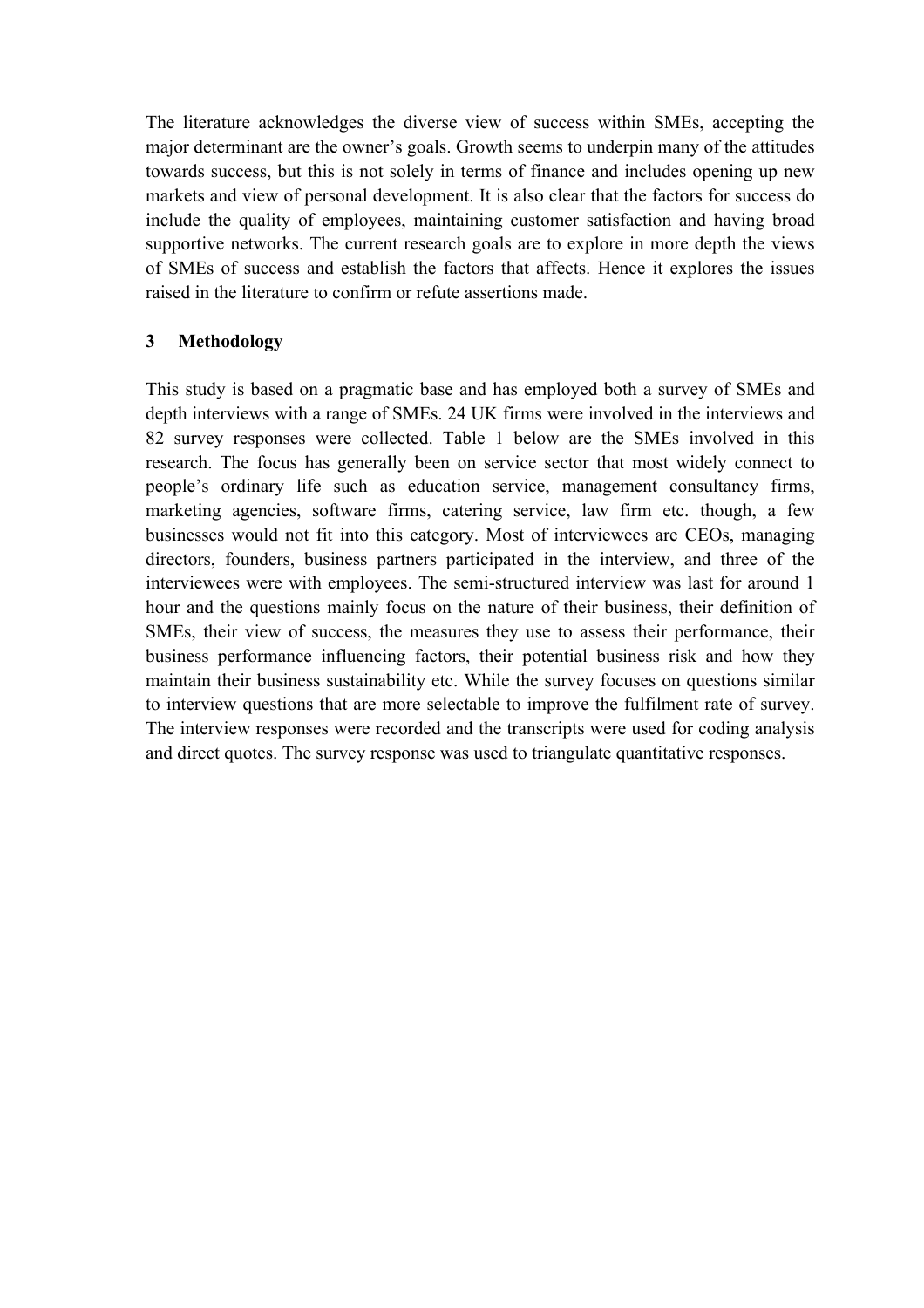The literature acknowledges the diverse view of success within SMEs, accepting the major determinant are the owner's goals. Growth seems to underpin many of the attitudes towards success, but this is not solely in terms of finance and includes opening up new markets and view of personal development. It is also clear that the factors for success do include the quality of employees, maintaining customer satisfaction and having broad supportive networks. The current research goals are to explore in more depth the views of SMEs of success and establish the factors that affects. Hence it explores the issues raised in the literature to confirm or refute assertions made.

## 3 Methodology

This study is based on a pragmatic base and has employed both a survey of SMEs and depth interviews with a range of SMEs. 24 UK firms were involved in the interviews and 82 survey responses were collected. Table 1 below are the SMEs involved in this research. The focus has generally been on service sector that most widely connect to people's ordinary life such as education service, management consultancy firms, marketing agencies, software firms, catering service, law firm etc. though, a few businesses would not fit into this category. Most of interviewees are CEOs, managing directors, founders, business partners participated in the interview, and three of the interviewees were with employees. The semi-structured interview was last for around 1 hour and the questions mainly focus on the nature of their business, their definition of SMEs, their view of success, the measures they use to assess their performance, their business performance influencing factors, their potential business risk and how they maintain their business sustainability etc. While the survey focuses on questions similar to interview questions that are more selectable to improve the fulfilment rate of survey. The interview responses were recorded and the transcripts were used for coding analysis and direct quotes. The survey response was used to triangulate quantitative responses.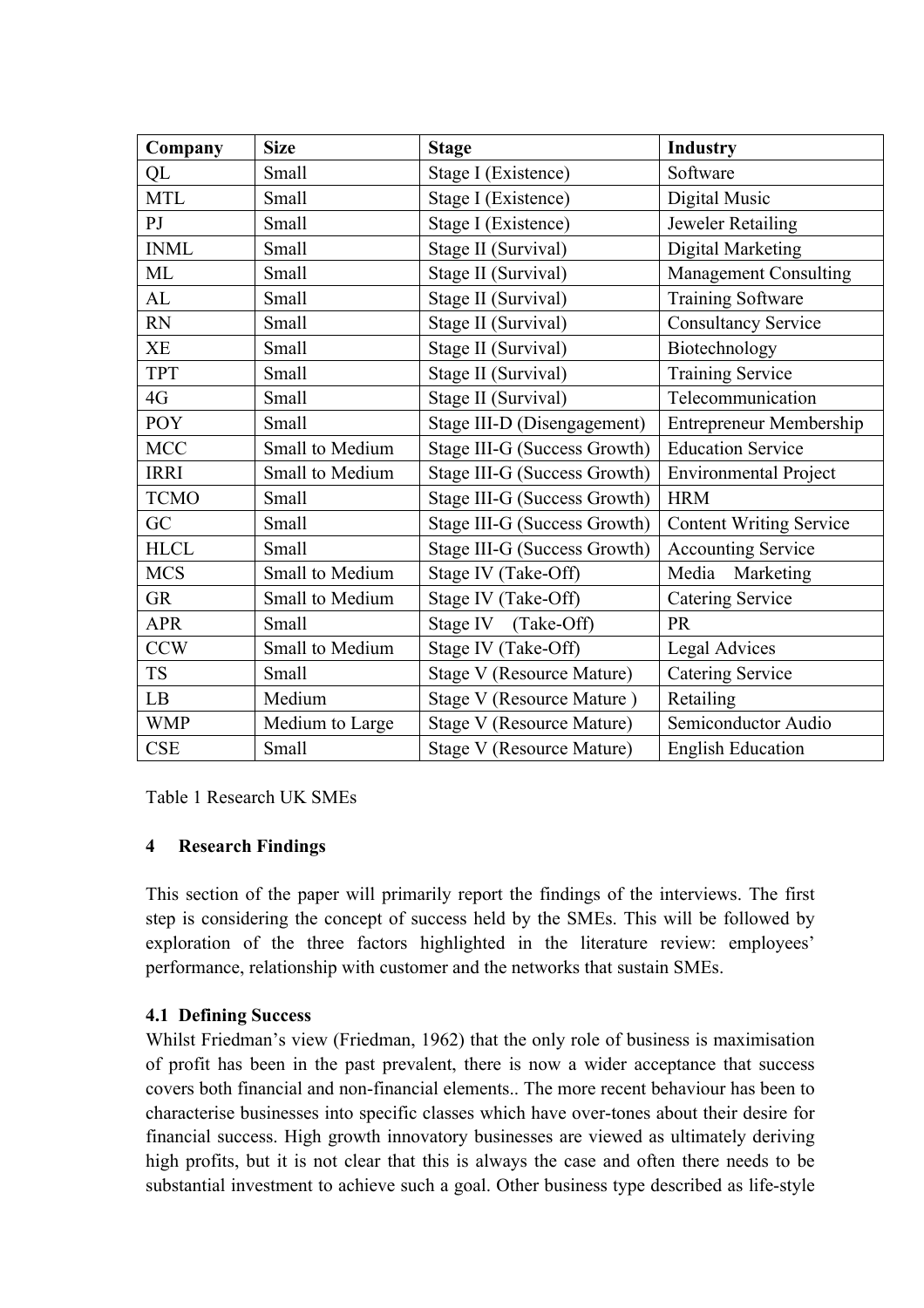| Company | Size | Stage | Industry |
| --- | --- | --- | --- |
| QL | Small | Stage I (Existence) | Software |
| MTL | Small | Stage I (Existence) | Digital Music |
| PJ | Small | Stage I (Existence) | Jeweler Retailing |
| INML | Small | Stage II (Survival) | Digital Marketing |
| ML | Small | Stage II (Survival) | Management Consulting |
| AL | Small | Stage II (Survival) | Training Software |
| RN | Small | Stage II (Survival) | Consultancy Service |
| XE | Small | Stage II (Survival) | Biotechnology |
| TPT | Small | Stage II (Survival) | Training Service |
| 4G | Small | Stage II (Survival) | Telecommunication |
| POY | Small | Stage III-D (Disengagement) | Entrepreneur Membership |
| MCC | Small to Medium | Stage III-G (Success Growth) | Education Service |
| IRRI | Small to Medium | Stage III-G (Success Growth) | Environmental Project |
| TCMO | Small | Stage III-G (Success Growth) | HRM |
| GC | Small | Stage III-G (Success Growth) | Content Writing Service |
| HLCL | Small | Stage III-G (Success Growth) | Accounting Service |
| MCS | Small to Medium | Stage IV (Take-Off) | Media Marketing |
| GR | Small to Medium | Stage IV (Take-Off) | Catering Service |
| APR | Small | Stage IV (Take-Off) | PR |
| CCW | Small to Medium | Stage IV (Take-Off) | Legal Advices |
| TS | Small | Stage V (Resource Mature) | Catering Service |
| LB | Medium | Stage V (Resource Mature ) | Retailing |
| WMP | Medium to Large | Stage V (Resource Mature) | Semiconductor Audio |
| CSE | Small | Stage V (Resource Mature) | English Education |

Table 1 Research UK SMEs

## 4 Research Findings

This section of the paper will primarily report the findings of the interviews. The first step is considering the concept of success held by the SMEs. This will be followed by exploration of the three factors highlighted in the literature review: employees' performance, relationship with customer and the networks that sustain SMEs.

### 4.1 Defining Success

Whilst Friedman's view (Friedman, 1962) that the only role of business is maximisation of profit has been in the past prevalent, there is now a wider acceptance that success covers both financial and non-financial elements.. The more recent behaviour has been to characterise businesses into specific classes which have over-tones about their desire for financial success. High growth innovatory businesses are viewed as ultimately deriving high profits, but it is not clear that this is always the case and often there needs to be substantial investment to achieve such a goal. Other business type described as life-style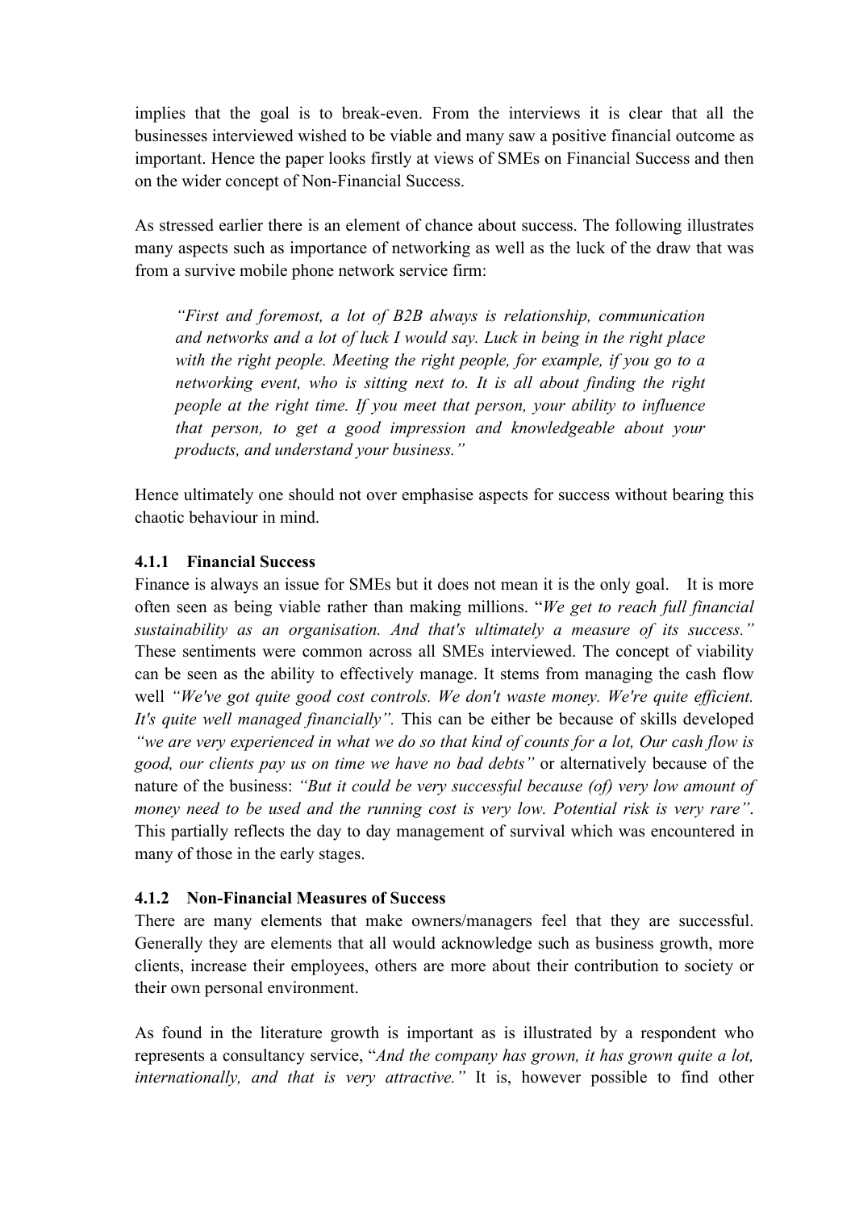implies that the goal is to break-even. From the interviews it is clear that all the businesses interviewed wished to be viable and many saw a positive financial outcome as important. Hence the paper looks firstly at views of SMEs on Financial Success and then on the wider concept of Non-Financial Success.

As stressed earlier there is an element of chance about success. The following illustrates many aspects such as importance of networking as well as the luck of the draw that was from a survive mobile phone network service firm:

> *"First and foremost, a lot of B2B always is relationship, communication and networks and a lot of luck I would say. Luck in being in the right place with the right people. Meeting the right people, for example, if you go to a networking event, who is sitting next to. It is all about finding the right people at the right time. If you meet that person, your ability to influence that person, to get a good impression and knowledgeable about your products, and understand your business."*

Hence ultimately one should not over emphasise aspects for success without bearing this chaotic behaviour in mind.

#### 4.1.1 Financial Success

Finance is always an issue for SMEs but it does not mean it is the only goal. It is more often seen as being viable rather than making millions. "*We get to reach full financial sustainability as an organisation. And that's ultimately a measure of its success."* These sentiments were common across all SMEs interviewed. The concept of viability can be seen as the ability to effectively manage. It stems from managing the cash flow well *"We've got quite good cost controls. We don't waste money. We're quite efficient. It's quite well managed financially".* This can be either be because of skills developed *"we are very experienced in what we do so that kind of counts for a lot, Our cash flow is good, our clients pay us on time we have no bad debts"* or alternatively because of the nature of the business: *"But it could be very successful because (of) very low amount of money need to be used and the running cost is very low. Potential risk is very rare"*. This partially reflects the day to day management of survival which was encountered in many of those in the early stages.

#### 4.1.2 Non-Financial Measures of Success

There are many elements that make owners/managers feel that they are successful. Generally they are elements that all would acknowledge such as business growth, more clients, increase their employees, others are more about their contribution to society or their own personal environment.

As found in the literature growth is important as is illustrated by a respondent who represents a consultancy service, "*And the company has grown, it has grown quite a lot, internationally, and that is very attractive."* It is, however possible to find other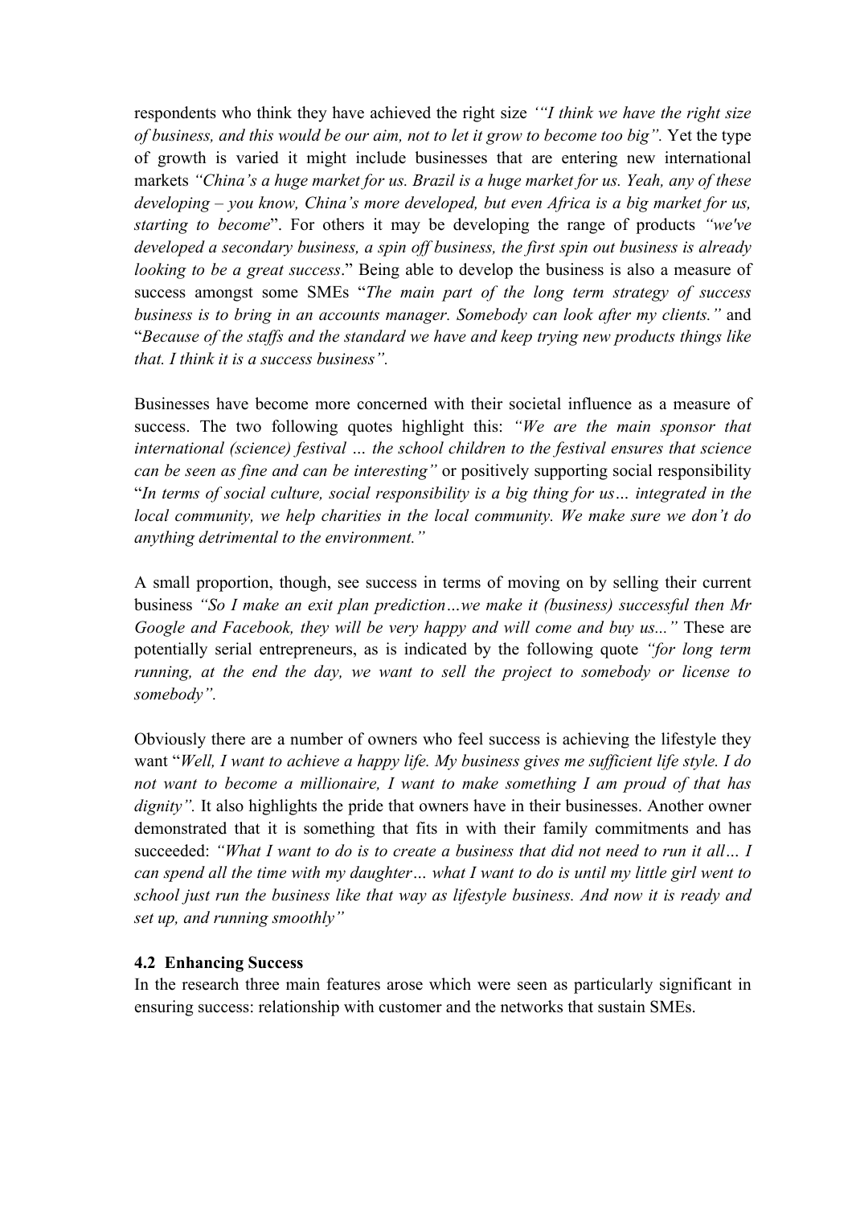respondents who think they have achieved the right size *'"I think we have the right size of business, and this would be our aim, not to let it grow to become too big".* Yet the type of growth is varied it might include businesses that are entering new international markets *"China's a huge market for us. Brazil is a huge market for us. Yeah, any of these developing – you know, China's more developed, but even Africa is a big market for us, starting to become*". For others it may be developing the range of products *"we've developed a secondary business, a spin off business, the first spin out business is already looking to be a great success*." Being able to develop the business is also a measure of success amongst some SMEs "*The main part of the long term strategy of success business is to bring in an accounts manager. Somebody can look after my clients."* and "*Because of the staffs and the standard we have and keep trying new products things like that. I think it is a success business".*

Businesses have become more concerned with their societal influence as a measure of success. The two following quotes highlight this: *"We are the main sponsor that international (science) festival … the school children to the festival ensures that science can be seen as fine and can be interesting"* or positively supporting social responsibility "*In terms of social culture, social responsibility is a big thing for us… integrated in the local community, we help charities in the local community. We make sure we don't do anything detrimental to the environment."*

A small proportion, though, see success in terms of moving on by selling their current business *"So I make an exit plan prediction…we make it (business) successful then Mr Google and Facebook, they will be very happy and will come and buy us..."* These are potentially serial entrepreneurs, as is indicated by the following quote *"for long term running, at the end the day, we want to sell the project to somebody or license to somebody".*

Obviously there are a number of owners who feel success is achieving the lifestyle they want "*Well, I want to achieve a happy life. My business gives me sufficient life style. I do not want to become a millionaire, I want to make something I am proud of that has dignity".* It also highlights the pride that owners have in their businesses. Another owner demonstrated that it is something that fits in with their family commitments and has succeeded: *"What I want to do is to create a business that did not need to run it all… I can spend all the time with my daughter… what I want to do is until my little girl went to school just run the business like that way as lifestyle business. And now it is ready and set up, and running smoothly"*

### 4.2 Enhancing Success

In the research three main features arose which were seen as particularly significant in ensuring success: relationship with customer and the networks that sustain SMEs.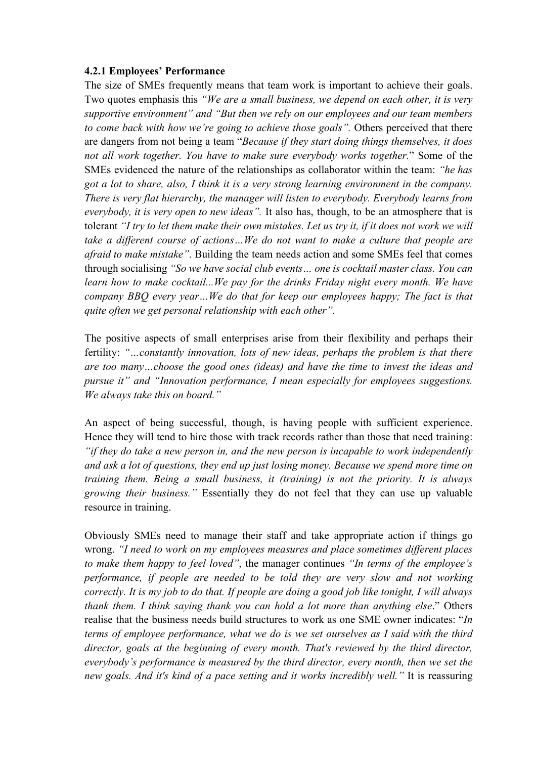#### 4.2.1 Employees' Performance

The size of SMEs frequently means that team work is important to achieve their goals. Two quotes emphasis this *"We are a small business, we depend on each other, it is very supportive environment"* and *"But then we rely on our employees and our team members to come back with how we're going to achieve those goals".* Others perceived that there are dangers from not being a team "*Because if they start doing things themselves, it does not all work together. You have to make sure everybody works together.*" Some of the SMEs evidenced the nature of the relationships as collaborator within the team: *"he has got a lot to share, also, I think it is a very strong learning environment in the company. There is very flat hierarchy, the manager will listen to everybody. Everybody learns from everybody, it is very open to new ideas".* It also has, though, to be an atmosphere that is tolerant *"I try to let them make their own mistakes. Let us try it, if it does not work we will take a different course of actions…We do not want to make a culture that people are afraid to make mistake"*. Building the team needs action and some SMEs feel that comes through socialising *"So we have social club events… one is cocktail master class. You can learn how to make cocktail...We pay for the drinks Friday night every month. We have company BBQ every year…We do that for keep our employees happy; The fact is that quite often we get personal relationship with each other".*

The positive aspects of small enterprises arise from their flexibility and perhaps their fertility: *"…constantly innovation, lots of new ideas, perhaps the problem is that there are too many…choose the good ones (ideas) and have the time to invest the ideas and pursue it"* and *"Innovation performance, I mean especially for employees suggestions. We always take this on board."*

An aspect of being successful, though, is having people with sufficient experience. Hence they will tend to hire those with track records rather than those that need training: *"if they do take a new person in, and the new person is incapable to work independently and ask a lot of questions, they end up just losing money. Because we spend more time on training them. Being a small business, it (training) is not the priority. It is always growing their business."* Essentially they do not feel that they can use up valuable resource in training.

Obviously SMEs need to manage their staff and take appropriate action if things go wrong. *"I need to work on my employees measures and place sometimes different places to make them happy to feel loved"*, the manager continues *"In terms of the employee's performance, if people are needed to be told they are very slow and not working correctly. It is my job to do that. If people are doing a good job like tonight, I will always thank them. I think saying thank you can hold a lot more than anything else*." Others realise that the business needs build structures to work as one SME owner indicates: "*In terms of employee performance, what we do is we set ourselves as I said with the third director, goals at the beginning of every month. That's reviewed by the third director, everybody's performance is measured by the third director, every month, then we set the new goals. And it's kind of a pace setting and it works incredibly well."* It is reassuring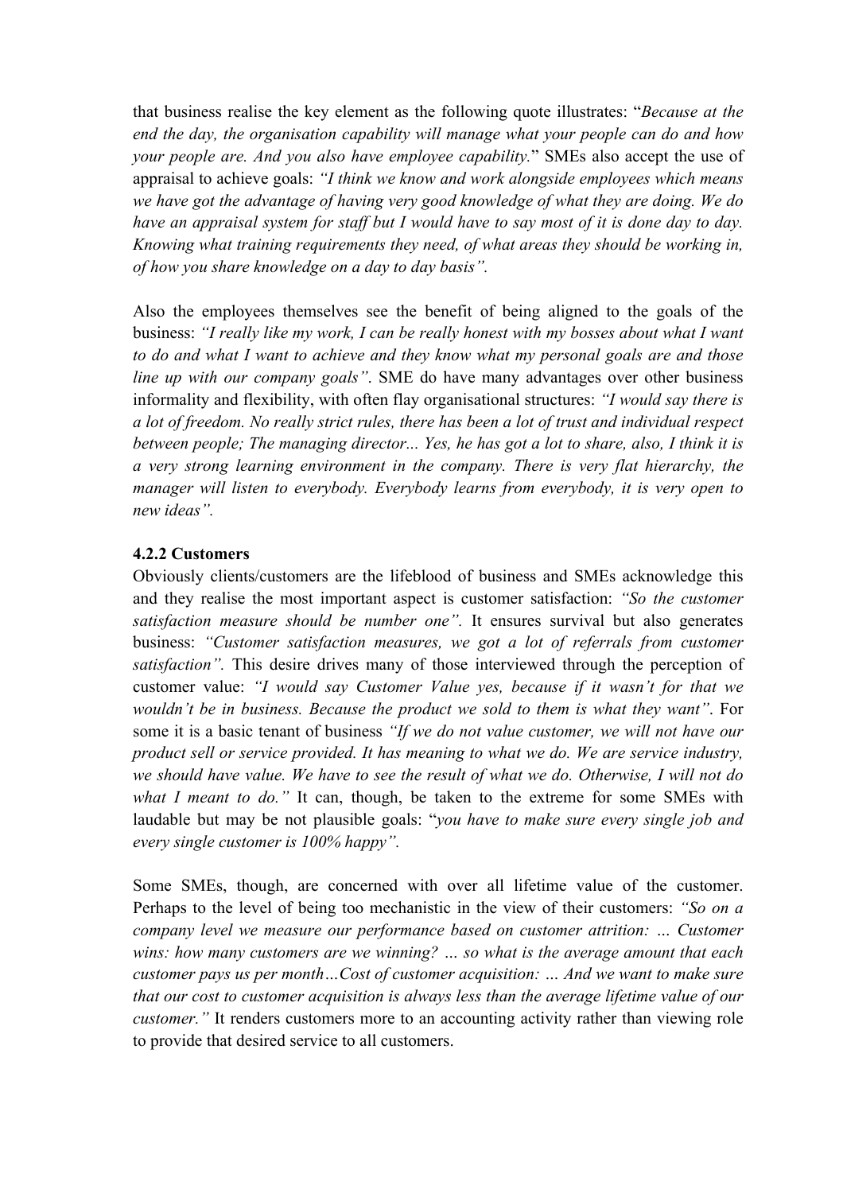that business realise the key element as the following quote illustrates: "*Because at the end the day, the organisation capability will manage what your people can do and how your people are. And you also have employee capability.*" SMEs also accept the use of appraisal to achieve goals: *"I think we know and work alongside employees which means we have got the advantage of having very good knowledge of what they are doing. We do have an appraisal system for staff but I would have to say most of it is done day to day. Knowing what training requirements they need, of what areas they should be working in, of how you share knowledge on a day to day basis".*

Also the employees themselves see the benefit of being aligned to the goals of the business: *"I really like my work, I can be really honest with my bosses about what I want to do and what I want to achieve and they know what my personal goals are and those line up with our company goals"*. SME do have many advantages over other business informality and flexibility, with often flay organisational structures: *"I would say there is a lot of freedom. No really strict rules, there has been a lot of trust and individual respect between people; The managing director... Yes, he has got a lot to share, also, I think it is a very strong learning environment in the company. There is very flat hierarchy, the manager will listen to everybody. Everybody learns from everybody, it is very open to new ideas".*

**4.2.2 Customers**

Obviously clients/customers are the lifeblood of business and SMEs acknowledge this and they realise the most important aspect is customer satisfaction: *"So the customer satisfaction measure should be number one".* It ensures survival but also generates business: *"Customer satisfaction measures, we got a lot of referrals from customer satisfaction".* This desire drives many of those interviewed through the perception of customer value: *"I would say Customer Value yes, because if it wasn't for that we wouldn't be in business. Because the product we sold to them is what they want"*. For some it is a basic tenant of business *"If we do not value customer, we will not have our product sell or service provided. It has meaning to what we do. We are service industry, we should have value. We have to see the result of what we do. Otherwise, I will not do what I meant to do."* It can, though, be taken to the extreme for some SMEs with laudable but may be not plausible goals: "*you have to make sure every single job and every single customer is 100% happy".*

Some SMEs, though, are concerned with over all lifetime value of the customer. Perhaps to the level of being too mechanistic in the view of their customers: *"So on a company level we measure our performance based on customer attrition: … Customer wins: how many customers are we winning? … so what is the average amount that each customer pays us per month…Cost of customer acquisition: … And we want to make sure that our cost to customer acquisition is always less than the average lifetime value of our customer."* It renders customers more to an accounting activity rather than viewing role to provide that desired service to all customers.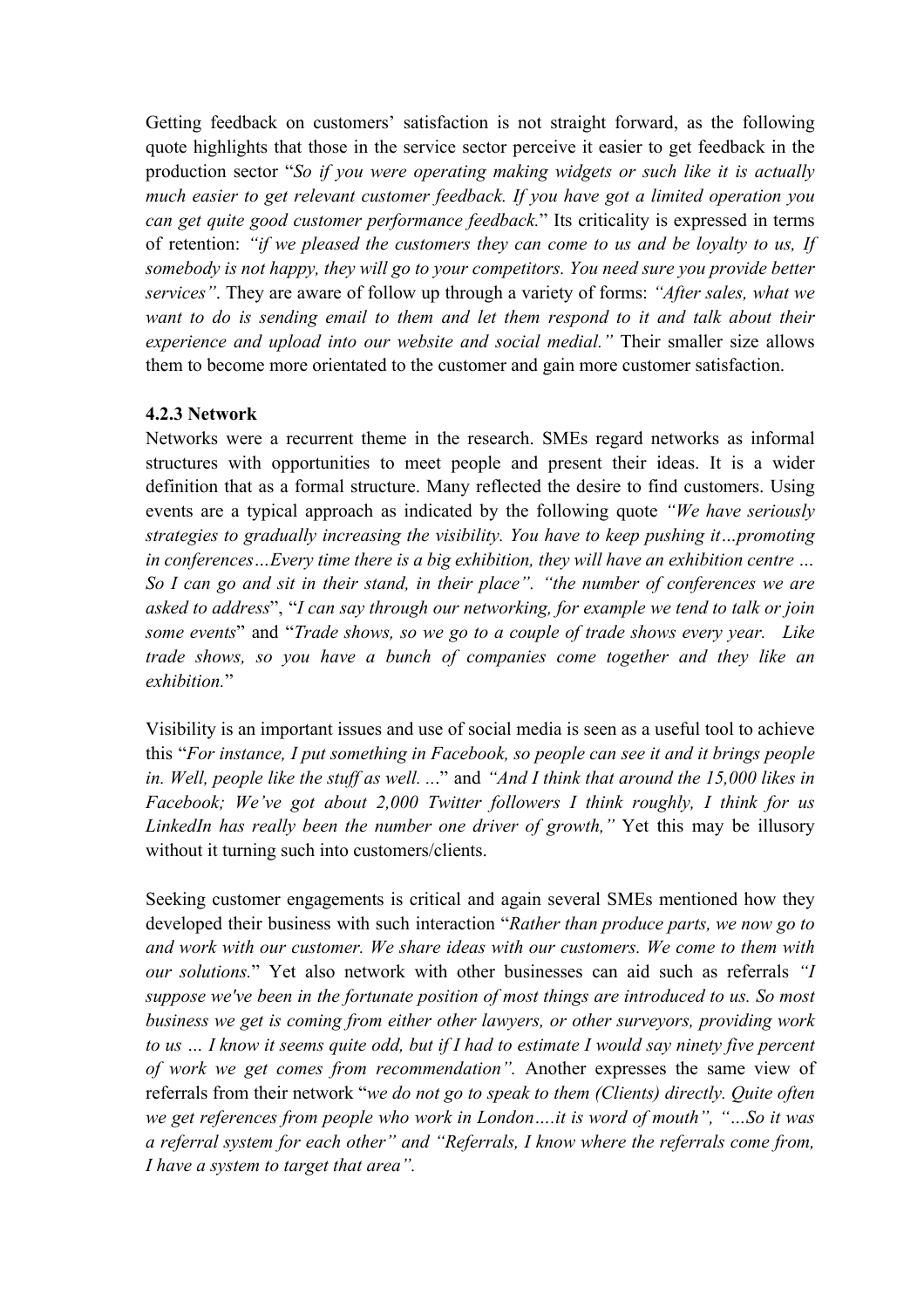Getting feedback on customers' satisfaction is not straight forward, as the following quote highlights that those in the service sector perceive it easier to get feedback in the production sector "*So if you were operating making widgets or such like it is actually much easier to get relevant customer feedback. If you have got a limited operation you can get quite good customer performance feedback.*" Its criticality is expressed in terms of retention: *"if we pleased the customers they can come to us and be loyalty to us, If somebody is not happy, they will go to your competitors. You need sure you provide better services"*. They are aware of follow up through a variety of forms: *"After sales, what we want to do is sending email to them and let them respond to it and talk about their experience and upload into our website and social medial."* Their smaller size allows them to become more orientated to the customer and gain more customer satisfaction.

**4.2.3 Network**

Networks were a recurrent theme in the research. SMEs regard networks as informal structures with opportunities to meet people and present their ideas. It is a wider definition that as a formal structure. Many reflected the desire to find customers. Using events are a typical approach as indicated by the following quote *"We have seriously strategies to gradually increasing the visibility. You have to keep pushing it…promoting in conferences…Every time there is a big exhibition, they will have an exhibition centre … So I can go and sit in their stand, in their place". "the number of conferences we are asked to address*", "*I can say through our networking, for example we tend to talk or join some events*" and "*Trade shows, so we go to a couple of trade shows every year. Like trade shows, so you have a bunch of companies come together and they like an exhibition.*"

Visibility is an important issues and use of social media is seen as a useful tool to achieve this "*For instance, I put something in Facebook, so people can see it and it brings people in. Well, people like the stuff as well. …*" and *"And I think that around the 15,000 likes in Facebook; We've got about 2,000 Twitter followers I think roughly, I think for us LinkedIn has really been the number one driver of growth,"* Yet this may be illusory without it turning such into customers/clients.

Seeking customer engagements is critical and again several SMEs mentioned how they developed their business with such interaction "*Rather than produce parts, we now go to and work with our customer. We share ideas with our customers. We come to them with our solutions.*" Yet also network with other businesses can aid such as referrals *"I suppose we've been in the fortunate position of most things are introduced to us. So most business we get is coming from either other lawyers, or other surveyors, providing work to us … I know it seems quite odd, but if I had to estimate I would say ninety five percent of work we get comes from recommendation"*. Another expresses the same view of referrals from their network "*we do not go to speak to them (Clients) directly. Quite often we get references from people who work in London….it is word of mouth", "…So it was a referral system for each other" and "Referrals, I know where the referrals come from, I have a system to target that area".*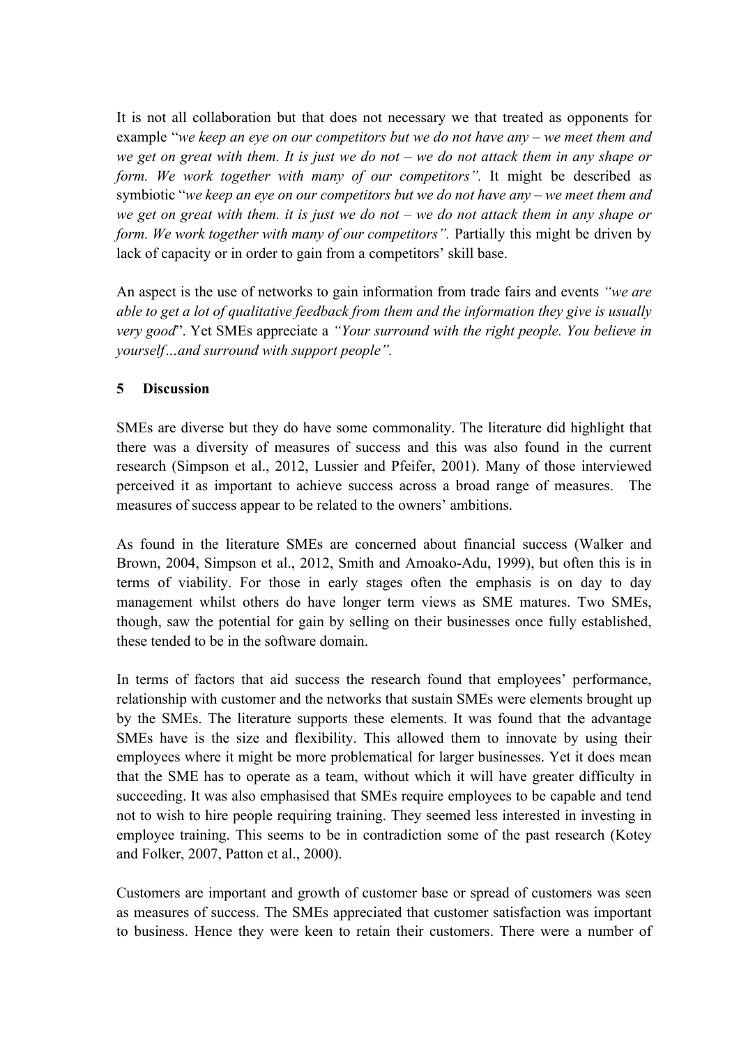It is not all collaboration but that does not necessary we that treated as opponents for example "*we keep an eye on our competitors but we do not have any – we meet them and we get on great with them. It is just we do not – we do not attack them in any shape or form. We work together with many of our competitors".* It might be described as symbiotic "*we keep an eye on our competitors but we do not have any – we meet them and we get on great with them. it is just we do not – we do not attack them in any shape or form. We work together with many of our competitors".* Partially this might be driven by lack of capacity or in order to gain from a competitors' skill base.

An aspect is the use of networks to gain information from trade fairs and events *"we are able to get a lot of qualitative feedback from them and the information they give is usually very good*". Yet SMEs appreciate a *"Your surround with the right people. You believe in yourself…and surround with support people".*

## 5 Discussion

SMEs are diverse but they do have some commonality. The literature did highlight that there was a diversity of measures of success and this was also found in the current research (Simpson et al., 2012, Lussier and Pfeifer, 2001). Many of those interviewed perceived it as important to achieve success across a broad range of measures. The measures of success appear to be related to the owners' ambitions.

As found in the literature SMEs are concerned about financial success (Walker and Brown, 2004, Simpson et al., 2012, Smith and Amoako-Adu, 1999), but often this is in terms of viability. For those in early stages often the emphasis is on day to day management whilst others do have longer term views as SME matures. Two SMEs, though, saw the potential for gain by selling on their businesses once fully established, these tended to be in the software domain.

In terms of factors that aid success the research found that employees' performance, relationship with customer and the networks that sustain SMEs were elements brought up by the SMEs. The literature supports these elements. It was found that the advantage SMEs have is the size and flexibility. This allowed them to innovate by using their employees where it might be more problematical for larger businesses. Yet it does mean that the SME has to operate as a team, without which it will have greater difficulty in succeeding. It was also emphasised that SMEs require employees to be capable and tend not to wish to hire people requiring training. They seemed less interested in investing in employee training. This seems to be in contradiction some of the past research (Kotey and Folker, 2007, Patton et al., 2000).

Customers are important and growth of customer base or spread of customers was seen as measures of success. The SMEs appreciated that customer satisfaction was important to business. Hence they were keen to retain their customers. There were a number of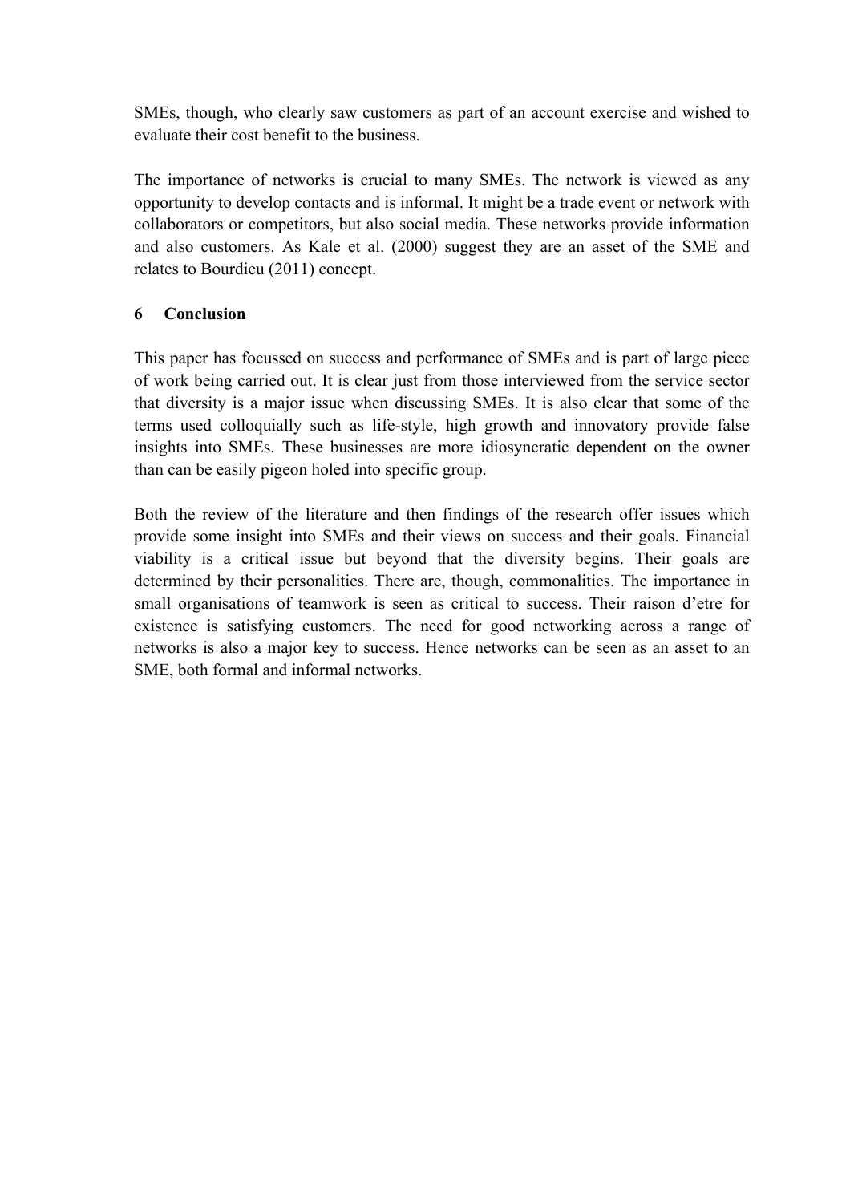SMEs, though, who clearly saw customers as part of an account exercise and wished to evaluate their cost benefit to the business.

The importance of networks is crucial to many SMEs. The network is viewed as any opportunity to develop contacts and is informal. It might be a trade event or network with collaborators or competitors, but also social media. These networks provide information and also customers. As Kale et al. (2000) suggest they are an asset of the SME and relates to Bourdieu (2011) concept.

## 6 Conclusion

This paper has focussed on success and performance of SMEs and is part of large piece of work being carried out. It is clear just from those interviewed from the service sector that diversity is a major issue when discussing SMEs. It is also clear that some of the terms used colloquially such as life-style, high growth and innovatory provide false insights into SMEs. These businesses are more idiosyncratic dependent on the owner than can be easily pigeon holed into specific group.

Both the review of the literature and then findings of the research offer issues which provide some insight into SMEs and their views on success and their goals. Financial viability is a critical issue but beyond that the diversity begins. Their goals are determined by their personalities. There are, though, commonalities. The importance in small organisations of teamwork is seen as critical to success. Their raison d'etre for existence is satisfying customers. The need for good networking across a range of networks is also a major key to success. Hence networks can be seen as an asset to an SME, both formal and informal networks.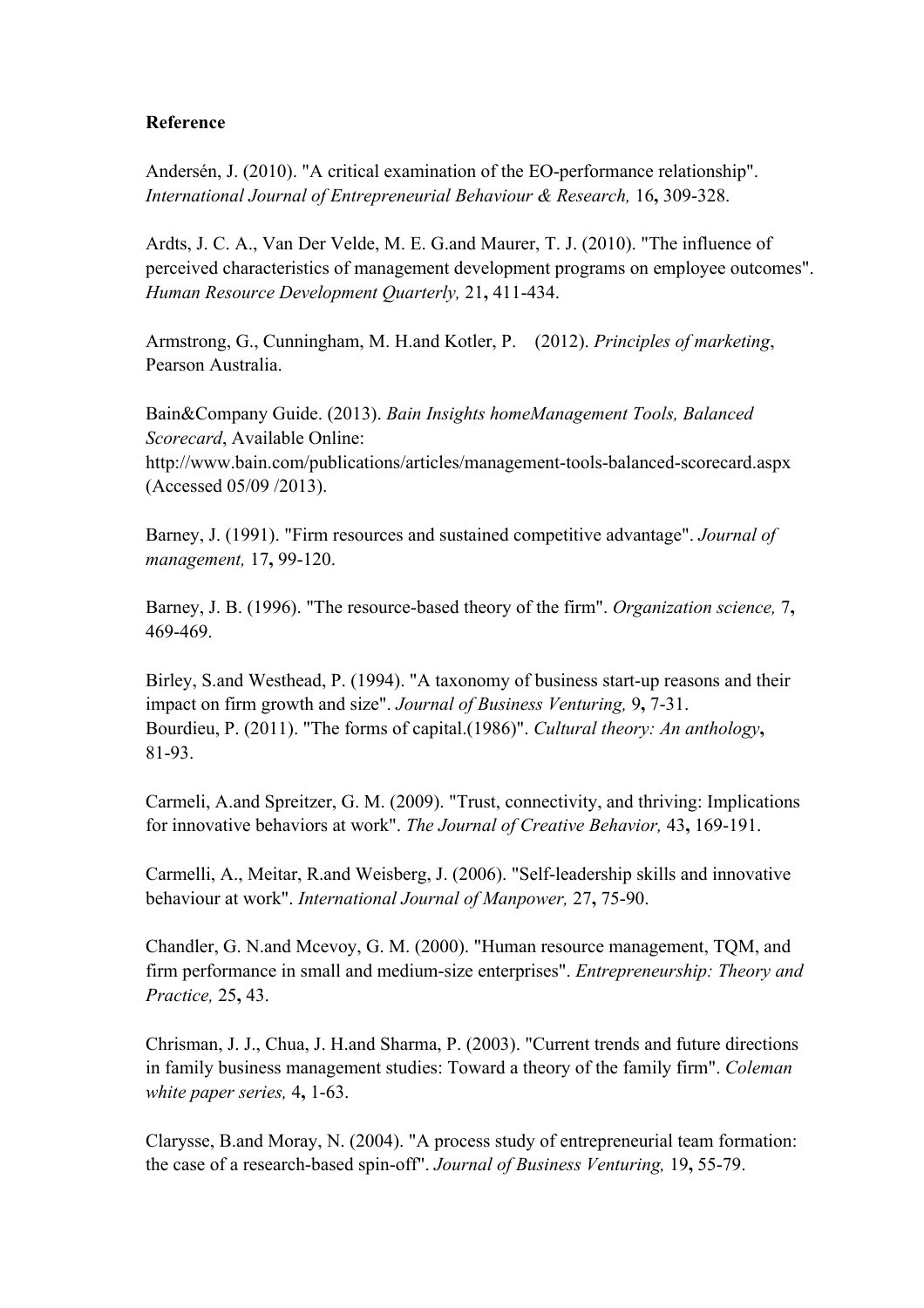**Reference**

Andersén, J. (2010). "A critical examination of the EO-performance relationship". *International Journal of Entrepreneurial Behaviour & Research,* 16**,** 309-328.

Ardts, J. C. A., Van Der Velde, M. E. G.and Maurer, T. J. (2010). "The influence of perceived characteristics of management development programs on employee outcomes". *Human Resource Development Quarterly,* 21**,** 411-434.

Armstrong, G., Cunningham, M. H.and Kotler, P. (2012). *Principles of marketing*, Pearson Australia.

Bain&Company Guide. (2013). *Bain Insights homeManagement Tools, Balanced Scorecard*, Available Online: http://www.bain.com/publications/articles/management-tools-balanced-scorecard.aspx (Accessed 05/09 /2013).

Barney, J. (1991). "Firm resources and sustained competitive advantage". *Journal of management,* 17**,** 99-120.

Barney, J. B. (1996). "The resource-based theory of the firm". *Organization science,* 7**,** 469-469.

Birley, S.and Westhead, P. (1994). "A taxonomy of business start-up reasons and their impact on firm growth and size". *Journal of Business Venturing,* 9**,** 7-31.
Bourdieu, P. (2011). "The forms of capital.(1986)". *Cultural theory: An anthology***,** 81-93.

Carmeli, A.and Spreitzer, G. M. (2009). "Trust, connectivity, and thriving: Implications for innovative behaviors at work". *The Journal of Creative Behavior,* 43**,** 169-191.

Carmelli, A., Meitar, R.and Weisberg, J. (2006). "Self-leadership skills and innovative behaviour at work". *International Journal of Manpower,* 27**,** 75-90.

Chandler, G. N.and Mcevoy, G. M. (2000). "Human resource management, TQM, and firm performance in small and medium-size enterprises". *Entrepreneurship: Theory and Practice,* 25**,** 43.

Chrisman, J. J., Chua, J. H.and Sharma, P. (2003). "Current trends and future directions in family business management studies: Toward a theory of the family firm". *Coleman white paper series,* 4**,** 1-63.

Clarysse, B.and Moray, N. (2004). "A process study of entrepreneurial team formation: the case of a research-based spin-off". *Journal of Business Venturing,* 19**,** 55-79.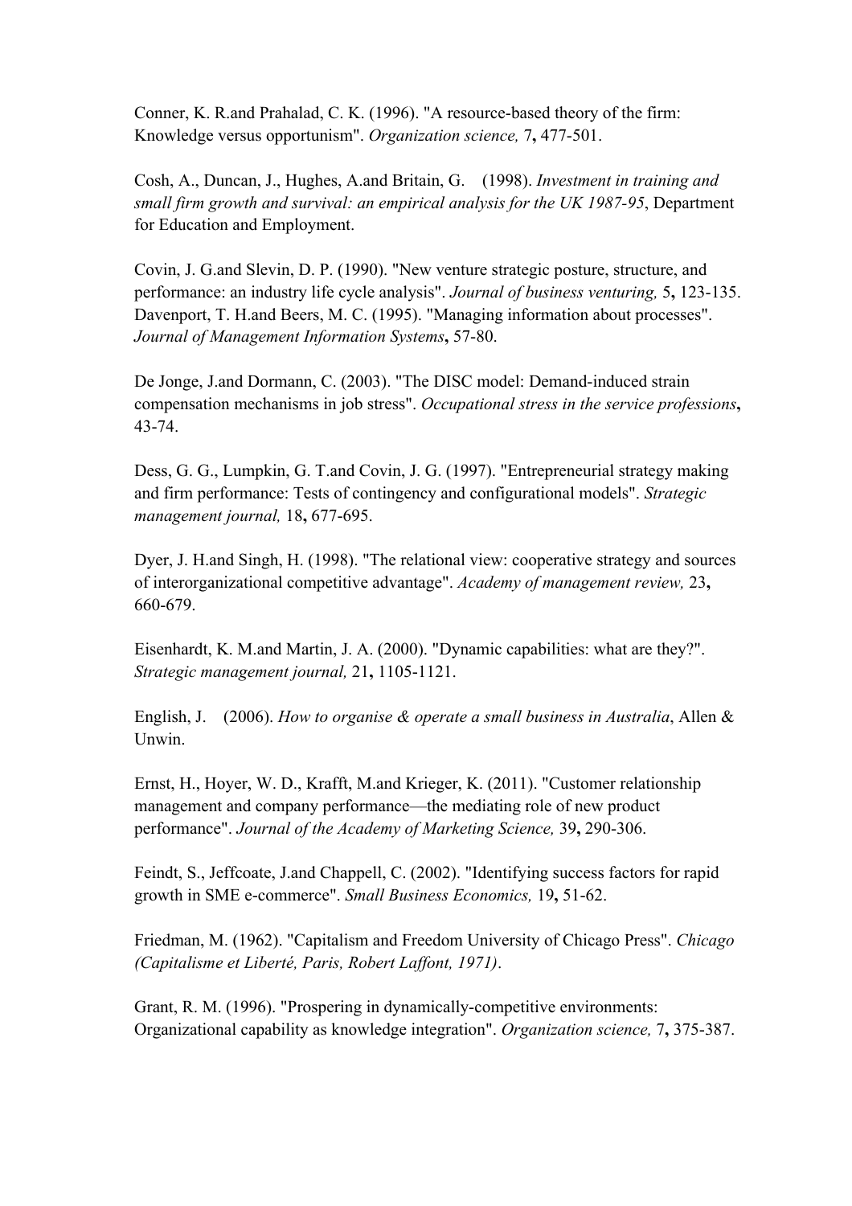Conner, K. R.and Prahalad, C. K. (1996). "A resource-based theory of the firm: Knowledge versus opportunism". *Organization science,* 7**,** 477-501.

Cosh, A., Duncan, J., Hughes, A.and Britain, G. (1998). *Investment in training and small firm growth and survival: an empirical analysis for the UK 1987-95*, Department for Education and Employment.

Covin, J. G.and Slevin, D. P. (1990). "New venture strategic posture, structure, and performance: an industry life cycle analysis". *Journal of business venturing,* 5**,** 123-135.
Davenport, T. H.and Beers, M. C. (1995). "Managing information about processes". *Journal of Management Information Systems***,** 57-80.

De Jonge, J.and Dormann, C. (2003). "The DISC model: Demand-induced strain compensation mechanisms in job stress". *Occupational stress in the service professions***,** 43-74.

Dess, G. G., Lumpkin, G. T.and Covin, J. G. (1997). "Entrepreneurial strategy making and firm performance: Tests of contingency and configurational models". *Strategic management journal,* 18**,** 677-695.

Dyer, J. H.and Singh, H. (1998). "The relational view: cooperative strategy and sources of interorganizational competitive advantage". *Academy of management review,* 23**,** 660-679.

Eisenhardt, K. M.and Martin, J. A. (2000). "Dynamic capabilities: what are they?". *Strategic management journal,* 21**,** 1105-1121.

English, J. (2006). *How to organise & operate a small business in Australia*, Allen & Unwin.

Ernst, H., Hoyer, W. D., Krafft, M.and Krieger, K. (2011). "Customer relationship management and company performance—the mediating role of new product performance". *Journal of the Academy of Marketing Science,* 39**,** 290-306.

Feindt, S., Jeffcoate, J.and Chappell, C. (2002). "Identifying success factors for rapid growth in SME e-commerce". *Small Business Economics,* 19**,** 51-62.

Friedman, M. (1962). "Capitalism and Freedom University of Chicago Press". *Chicago (Capitalisme et Liberté, Paris, Robert Laffont, 1971)*.

Grant, R. M. (1996). "Prospering in dynamically-competitive environments: Organizational capability as knowledge integration". *Organization science,* 7**,** 375-387.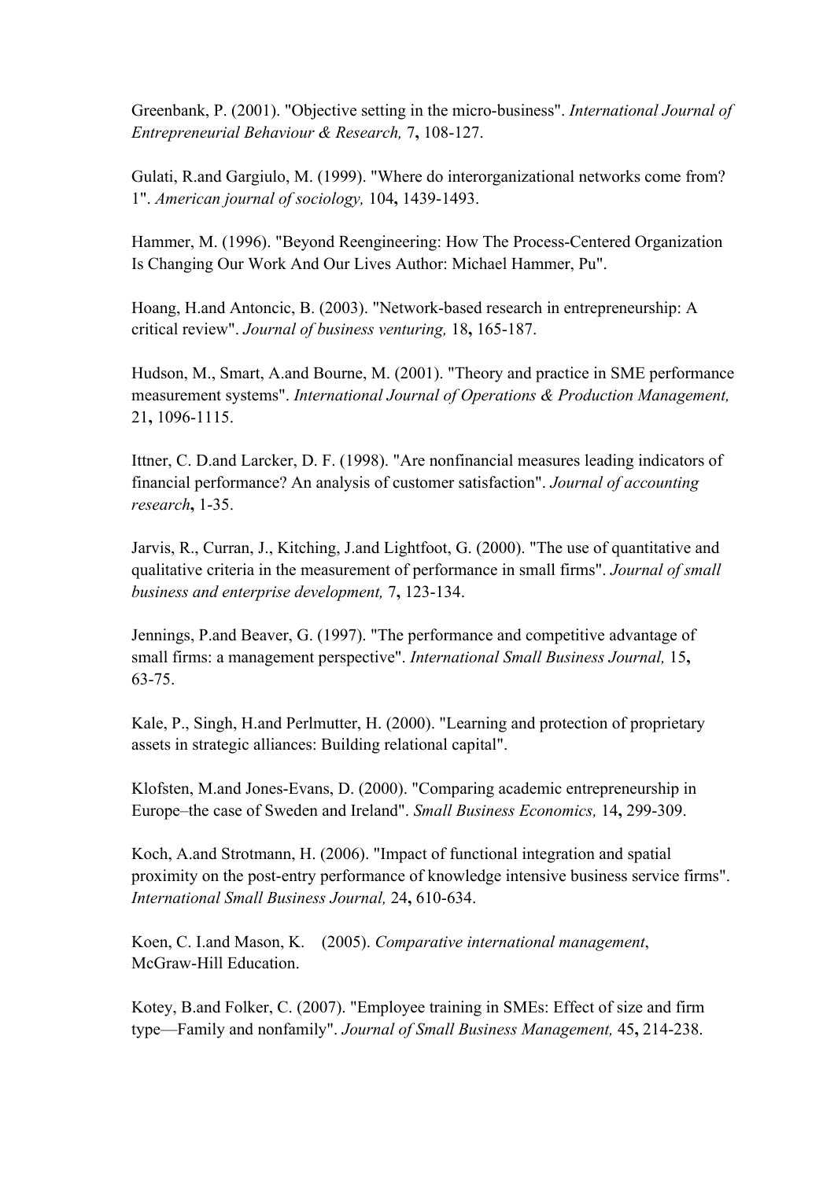Greenbank, P. (2001). "Objective setting in the micro-business". *International Journal of Entrepreneurial Behaviour & Research,* 7**,** 108-127.

Gulati, R.and Gargiulo, M. (1999). "Where do interorganizational networks come from? 1". *American journal of sociology,* 104**,** 1439-1493.

Hammer, M. (1996). "Beyond Reengineering: How The Process-Centered Organization Is Changing Our Work And Our Lives Author: Michael Hammer, Pu".

Hoang, H.and Antoncic, B. (2003). "Network-based research in entrepreneurship: A critical review". *Journal of business venturing,* 18**,** 165-187.

Hudson, M., Smart, A.and Bourne, M. (2001). "Theory and practice in SME performance measurement systems". *International Journal of Operations & Production Management,* 21**,** 1096-1115.

Ittner, C. D.and Larcker, D. F. (1998). "Are nonfinancial measures leading indicators of financial performance? An analysis of customer satisfaction". *Journal of accounting research***,** 1-35.

Jarvis, R., Curran, J., Kitching, J.and Lightfoot, G. (2000). "The use of quantitative and qualitative criteria in the measurement of performance in small firms". *Journal of small business and enterprise development,* 7**,** 123-134.

Jennings, P.and Beaver, G. (1997). "The performance and competitive advantage of small firms: a management perspective". *International Small Business Journal,* 15**,** 63-75.

Kale, P., Singh, H.and Perlmutter, H. (2000). "Learning and protection of proprietary assets in strategic alliances: Building relational capital".

Klofsten, M.and Jones-Evans, D. (2000). "Comparing academic entrepreneurship in Europe–the case of Sweden and Ireland". *Small Business Economics,* 14**,** 299-309.

Koch, A.and Strotmann, H. (2006). "Impact of functional integration and spatial proximity on the post-entry performance of knowledge intensive business service firms". *International Small Business Journal,* 24**,** 610-634.

Koen, C. I.and Mason, K. (2005). *Comparative international management*, McGraw-Hill Education.

Kotey, B.and Folker, C. (2007). "Employee training in SMEs: Effect of size and firm type—Family and nonfamily". *Journal of Small Business Management,* 45**,** 214-238.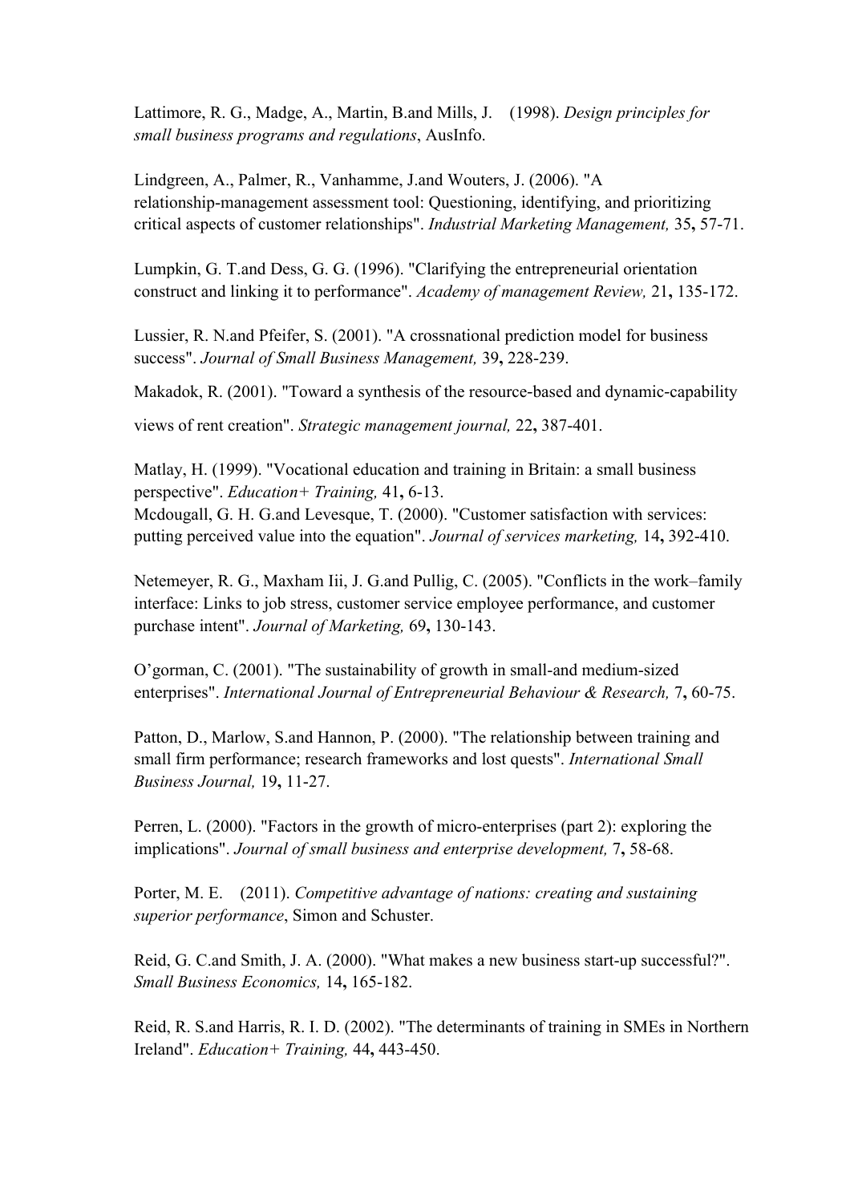Lattimore, R. G., Madge, A., Martin, B.and Mills, J. (1998). *Design principles for small business programs and regulations*, AusInfo.

Lindgreen, A., Palmer, R., Vanhamme, J.and Wouters, J. (2006). "A relationship-management assessment tool: Questioning, identifying, and prioritizing critical aspects of customer relationships". *Industrial Marketing Management,* 35**,** 57-71.

Lumpkin, G. T.and Dess, G. G. (1996). "Clarifying the entrepreneurial orientation construct and linking it to performance". *Academy of management Review,* 21**,** 135-172.

Lussier, R. N.and Pfeifer, S. (2001). "A crossnational prediction model for business success". *Journal of Small Business Management,* 39**,** 228-239.

Makadok, R. (2001). "Toward a synthesis of the resource-based and dynamic-capability views of rent creation". *Strategic management journal,* 22**,** 387-401.

Matlay, H. (1999). "Vocational education and training in Britain: a small business perspective". *Education+ Training,* 41**,** 6-13.

Mcdougall, G. H. G.and Levesque, T. (2000). "Customer satisfaction with services: putting perceived value into the equation". *Journal of services marketing,* 14**,** 392-410.

Netemeyer, R. G., Maxham Iii, J. G.and Pullig, C. (2005). "Conflicts in the work–family interface: Links to job stress, customer service employee performance, and customer purchase intent". *Journal of Marketing,* 69**,** 130-143.

O'gorman, C. (2001). "The sustainability of growth in small-and medium-sized enterprises". *International Journal of Entrepreneurial Behaviour & Research,* 7**,** 60-75.

Patton, D., Marlow, S.and Hannon, P. (2000). "The relationship between training and small firm performance; research frameworks and lost quests". *International Small Business Journal,* 19**,** 11-27.

Perren, L. (2000). "Factors in the growth of micro-enterprises (part 2): exploring the implications". *Journal of small business and enterprise development,* 7**,** 58-68.

Porter, M. E. (2011). *Competitive advantage of nations: creating and sustaining superior performance*, Simon and Schuster.

Reid, G. C.and Smith, J. A. (2000). "What makes a new business start-up successful?". *Small Business Economics,* 14**,** 165-182.

Reid, R. S.and Harris, R. I. D. (2002). "The determinants of training in SMEs in Northern Ireland". *Education+ Training,* 44**,** 443-450.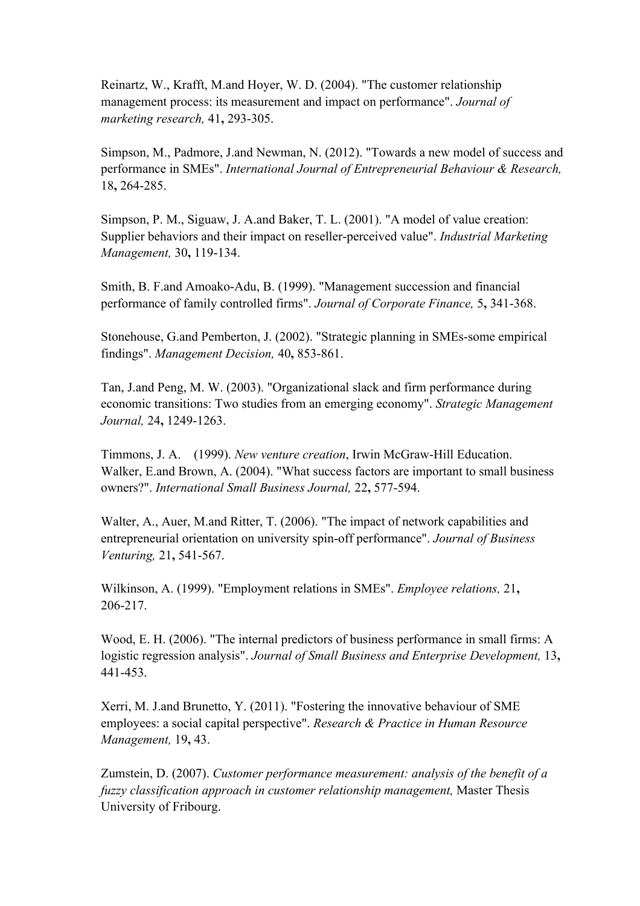Reinartz, W., Krafft, M.and Hoyer, W. D. (2004). "The customer relationship management process: its measurement and impact on performance". *Journal of marketing research,* 41**,** 293-305.

Simpson, M., Padmore, J.and Newman, N. (2012). "Towards a new model of success and performance in SMEs". *International Journal of Entrepreneurial Behaviour & Research,* 18**,** 264-285.

Simpson, P. M., Siguaw, J. A.and Baker, T. L. (2001). "A model of value creation: Supplier behaviors and their impact on reseller-perceived value". *Industrial Marketing Management,* 30**,** 119-134.

Smith, B. F.and Amoako-Adu, B. (1999). "Management succession and financial performance of family controlled firms". *Journal of Corporate Finance,* 5**,** 341-368.

Stonehouse, G.and Pemberton, J. (2002). "Strategic planning in SMEs-some empirical findings". *Management Decision,* 40**,** 853-861.

Tan, J.and Peng, M. W. (2003). "Organizational slack and firm performance during economic transitions: Two studies from an emerging economy". *Strategic Management Journal,* 24**,** 1249-1263.

Timmons, J. A. (1999). *New venture creation*, Irwin McGraw-Hill Education.
Walker, E.and Brown, A. (2004). "What success factors are important to small business owners?". *International Small Business Journal,* 22**,** 577-594.

Walter, A., Auer, M.and Ritter, T. (2006). "The impact of network capabilities and entrepreneurial orientation on university spin-off performance". *Journal of Business Venturing,* 21**,** 541-567.

Wilkinson, A. (1999). "Employment relations in SMEs". *Employee relations,* 21**,** 206-217.

Wood, E. H. (2006). "The internal predictors of business performance in small firms: A logistic regression analysis". *Journal of Small Business and Enterprise Development,* 13**,** 441-453.

Xerri, M. J.and Brunetto, Y. (2011). "Fostering the innovative behaviour of SME employees: a social capital perspective". *Research & Practice in Human Resource Management,* 19**,** 43.

Zumstein, D. (2007). *Customer performance measurement: analysis of the benefit of a fuzzy classification approach in customer relationship management,* Master Thesis University of Fribourg.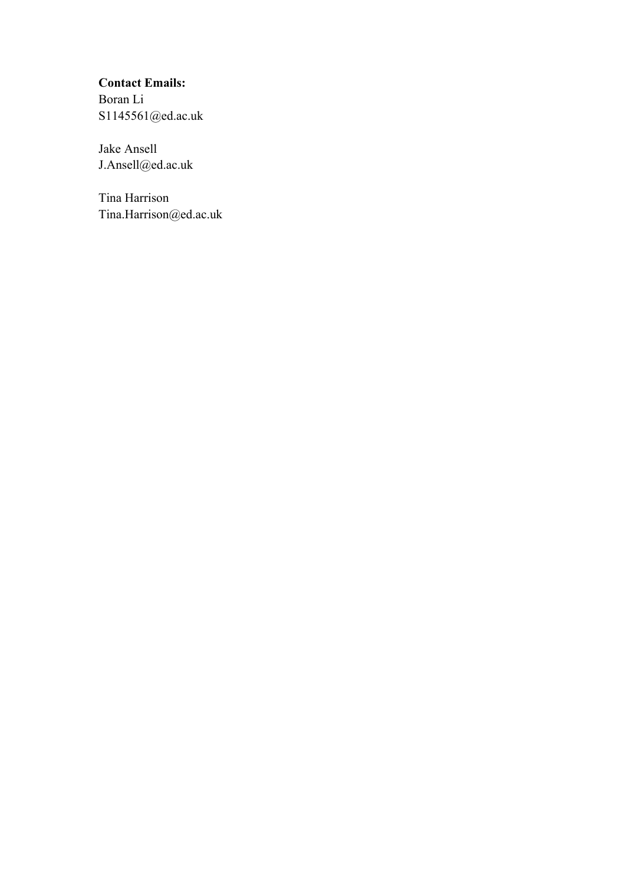**Contact Emails:**

Boran Li
S1145561@ed.ac.uk

Jake Ansell
J.Ansell@ed.ac.uk

Tina Harrison
Tina.Harrison@ed.ac.uk